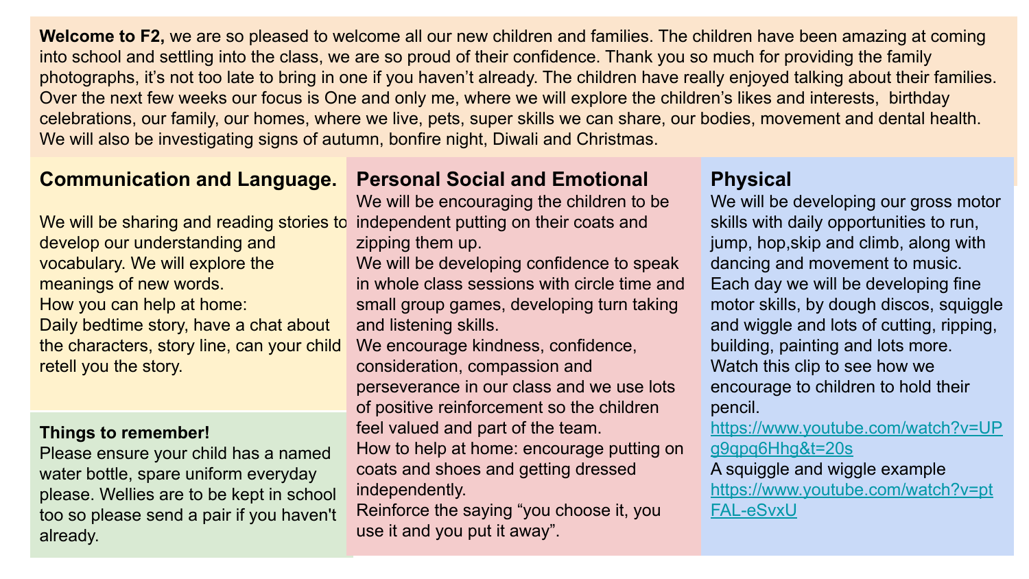**Welcome to F2,** we are so pleased to welcome all our new children and families. The children have been amazing at coming into school and settling into the class, we are so proud of their confidence. Thank you so much for providing the family photographs, it's not too late to bring in one if you haven't already. The children have really enjoyed talking about their families. Over the next few weeks our focus is One and only me, where we will explore the children's likes and interests, birthday celebrations, our family, our homes, where we live, pets, super skills we can share, our bodies, movement and dental health. We will also be investigating signs of autumn, bonfire night, Diwali and Christmas.

## Communication and Language.

We will be sharing and reading stories to develop our understanding and vocabulary. We will explore the meanings of new words.

How you can help at home:

Daily bedtime story, have a chat about the characters, story line, can your child retell you the story.

**Things to remember!**

Please ensure your child has a named water bottle, spare uniform everyday please. Wellies are to be kept in school too so please send a pair if you haven't already.

## Personal Social and Emotional

We will be encouraging the children to be independent putting on their coats and zipping them up.

We will be developing confidence to speak in whole class sessions with circle time and small group games, developing turn taking and listening skills.

We encourage kindness, confidence, consideration, compassion and perseverance in our class and we use lots of positive reinforcement so the children feel valued and part of the team.

How to help at home: encourage putting on coats and shoes and getting dressed independently.

Reinforce the saying "you choose it, you use it and you put it away".

## Physical

We will be developing our gross motor skills with daily opportunities to run, jump, hop,skip and climb, along with dancing and movement to music.

Each day we will be developing fine motor skills, by dough discos, squiggle and wiggle and lots of cutting, ripping, building, painting and lots more.

Watch this clip to see how we encourage to children to hold their pencil.

https://www.youtube.com/watch?v=UPg9qpq6Hhg&t=20s

A squiggle and wiggle example

https://www.youtube.com/watch?v=ptFAL-eSvxU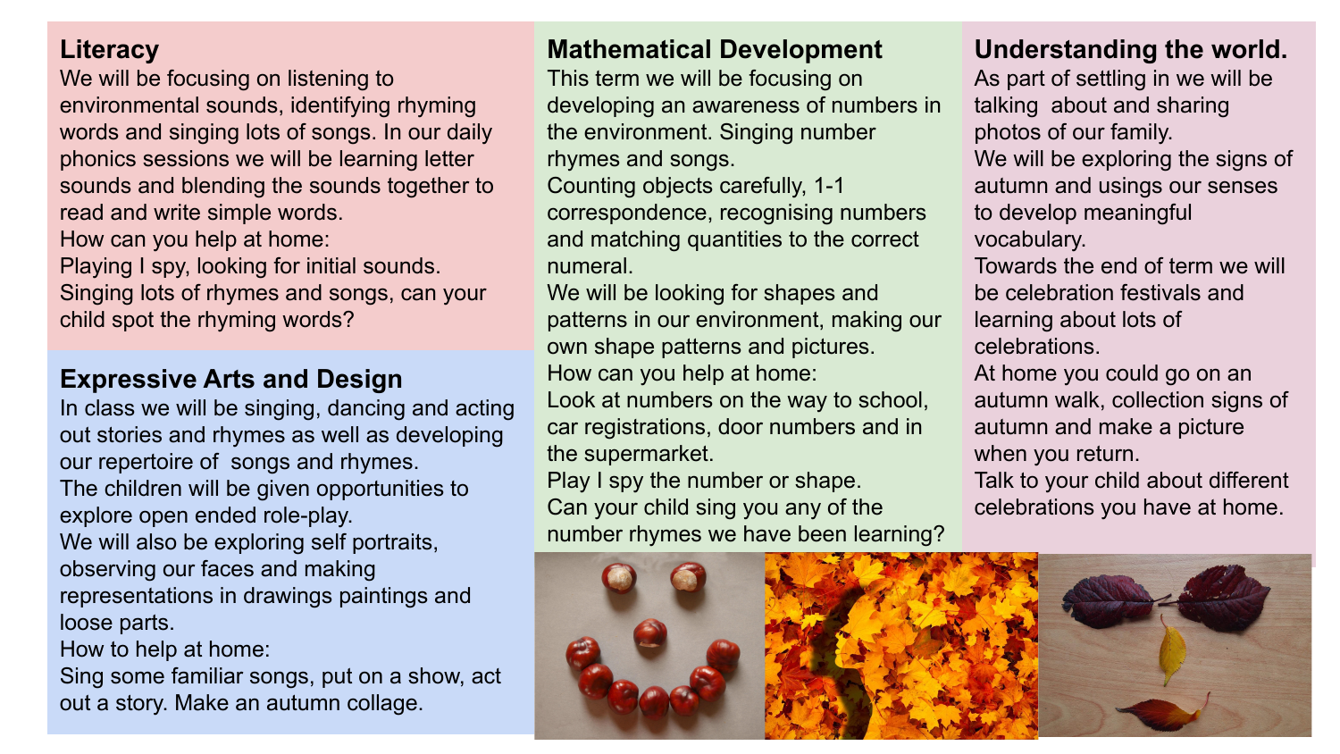## Literacy

We will be focusing on listening to environmental sounds, identifying rhyming words and singing lots of songs. In our daily phonics sessions we will be learning letter sounds and blending the sounds together to read and write simple words.

How can you help at home:

Playing I spy, looking for initial sounds.

Singing lots of rhymes and songs, can your child spot the rhyming words?

## Expressive Arts and Design

In class we will be singing, dancing and acting out stories and rhymes as well as developing our repertoire of songs and rhymes.

The children will be given opportunities to explore open ended role-play.

We will also be exploring self portraits, observing our faces and making representations in drawings paintings and loose parts.

How to help at home:

Sing some familiar songs, put on a show, act out a story. Make an autumn collage.

## Mathematical Development

This term we will be focusing on developing an awareness of numbers in the environment. Singing number rhymes and songs.

Counting objects carefully, 1-1 correspondence, recognising numbers and matching quantities to the correct numeral.

We will be looking for shapes and patterns in our environment, making our own shape patterns and pictures.

How can you help at home:

Look at numbers on the way to school, car registrations, door numbers and in the supermarket.

Play I spy the number or shape.

Can your child sing you any of the number rhymes we have been learning?

## Understanding the world.

As part of settling in we will be talking about and sharing photos of our family.

We will be exploring the signs of autumn and usings our senses to develop meaningful vocabulary.

Towards the end of term we will be celebration festivals and learning about lots of celebrations.

At home you could go on an autumn walk, collection signs of autumn and make a picture when you return.

Talk to your child about different celebrations you have at home.